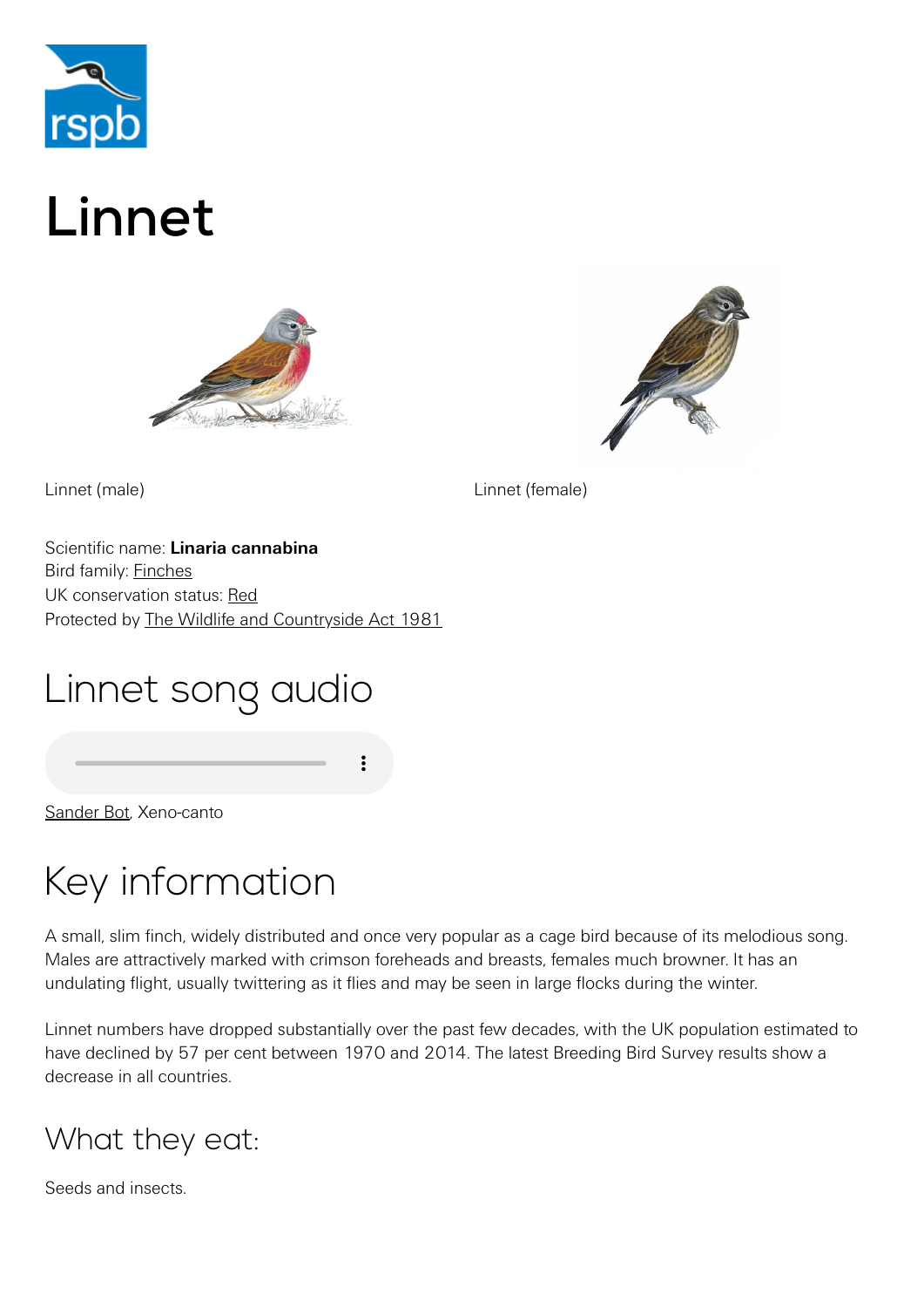# Linnet

Linnet (male)

Linnet (female)

Scientific name: **Linaria cannabina**
Bird family: Finches
UK conservation status: Red
Protected by The Wildlife and Countryside Act 1981

## Linnet song audio

Sander Bot, Xeno-canto

## Key information

A small, slim finch, widely distributed and once very popular as a cage bird because of its melodious song. Males are attractively marked with crimson foreheads and breasts, females much browner. It has an undulating flight, usually twittering as it flies and may be seen in large flocks during the winter.

Linnet numbers have dropped substantially over the past few decades, with the UK population estimated to have declined by 57 per cent between 1970 and 2014. The latest Breeding Bird Survey results show a decrease in all countries.

### What they eat:

Seeds and insects.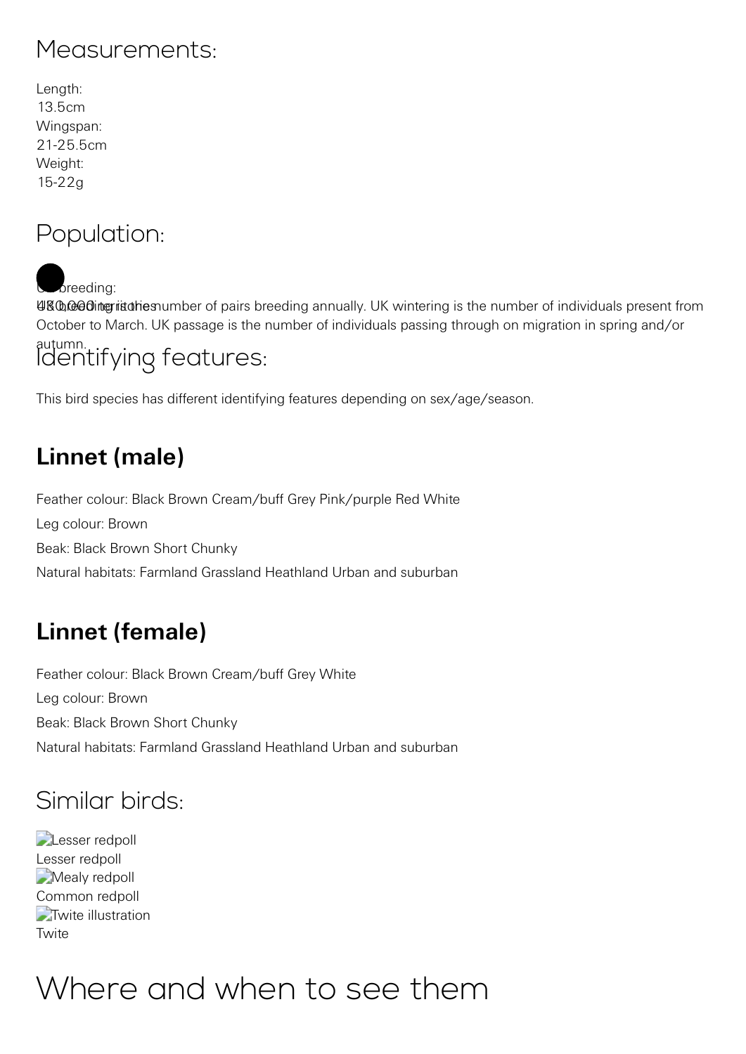## Measurements:

Length:
13.5cm
Wingspan:
21-25.5cm
Weight:
15-22g

## Population:

UK breeding:
430,000 territories

UK breeding is the number of pairs breeding annually. UK wintering is the number of individuals present from October to March. UK passage is the number of individuals passing through on migration in spring and/or autumn.

## Identifying features:

This bird species has different identifying features depending on sex/age/season.

### Linnet (male)

Feather colour: Black Brown Cream/buff Grey Pink/purple Red White

Leg colour: Brown

Beak: Black Brown Short Chunky

Natural habitats: Farmland Grassland Heathland Urban and suburban

### Linnet (female)

Feather colour: Black Brown Cream/buff Grey White

Leg colour: Brown

Beak: Black Brown Short Chunky

Natural habitats: Farmland Grassland Heathland Urban and suburban

## Similar birds:

Lesser redpoll
Lesser redpoll
Mealy redpoll
Common redpoll
Twite illustration
Twite

# Where and when to see them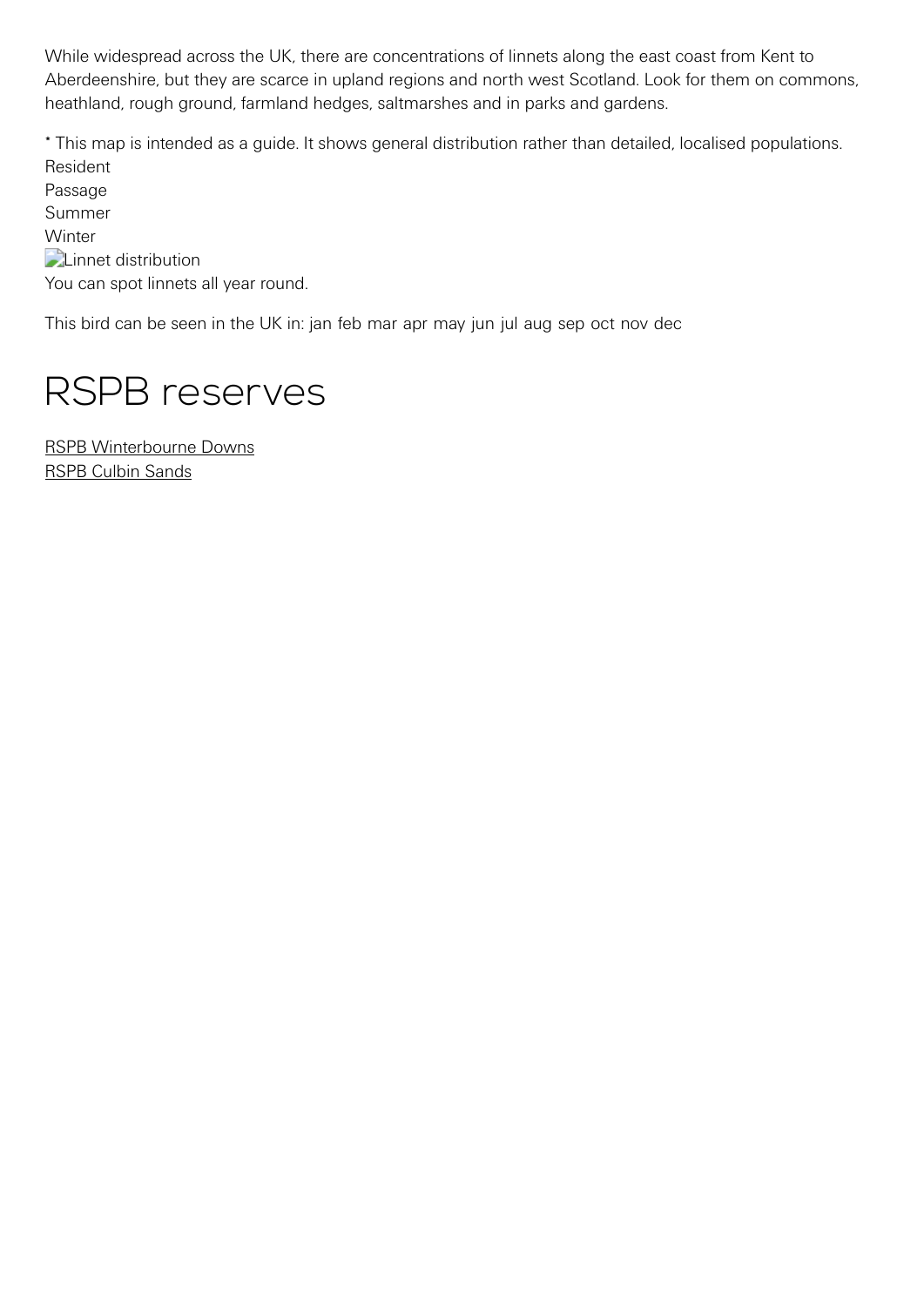While widespread across the UK, there are concentrations of linnets along the east coast from Kent to Aberdeenshire, but they are scarce in upland regions and north west Scotland. Look for them on commons, heathland, rough ground, farmland hedges, saltmarshes and in parks and gardens.

* This map is intended as a guide. It shows general distribution rather than detailed, localised populations.
Resident
Passage
Summer
Winter
Linnet distribution
You can spot linnets all year round.

This bird can be seen in the UK in: jan feb mar apr may jun jul aug sep oct nov dec

# RSPB reserves

RSPB Winterbourne Downs
RSPB Culbin Sands